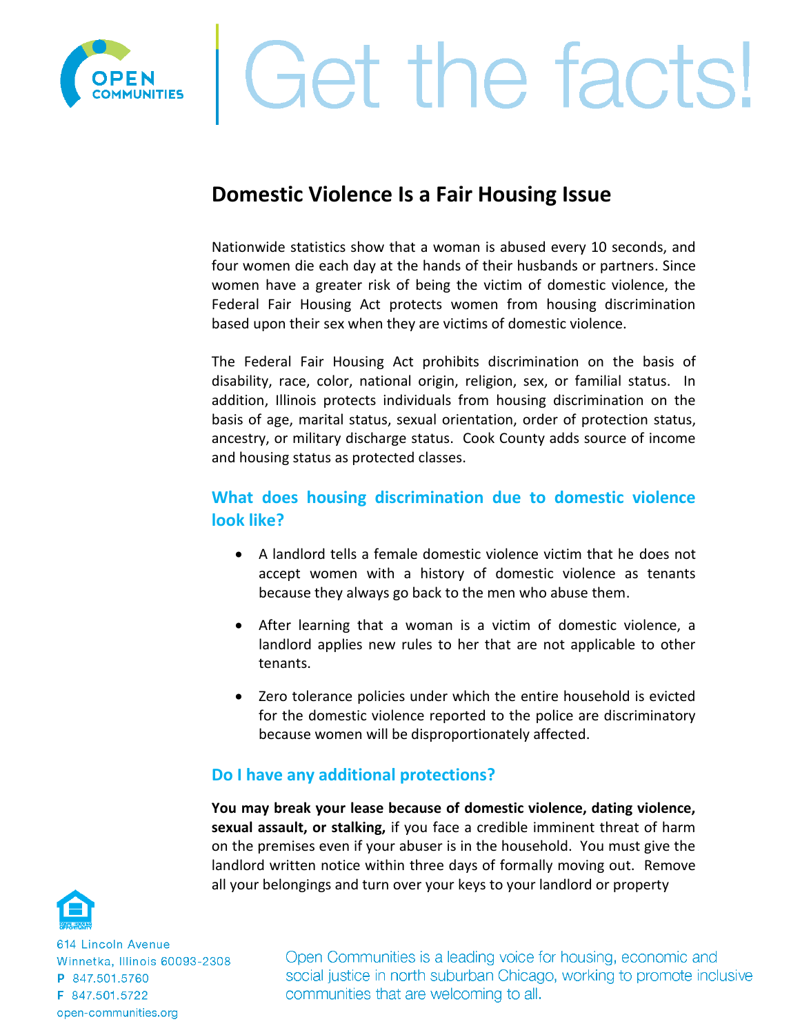# Get the facts!

## Domestic Violence Is a Fair Housing Issue

Nationwide statistics show that a woman is abused every 10 seconds, and four women die each day at the hands of their husbands or partners. Since women have a greater risk of being the victim of domestic violence, the Federal Fair Housing Act protects women from housing discrimination based upon their sex when they are victims of domestic violence.

The Federal Fair Housing Act prohibits discrimination on the basis of disability, race, color, national origin, religion, sex, or familial status. In addition, Illinois protects individuals from housing discrimination on the basis of age, marital status, sexual orientation, order of protection status, ancestry, or military discharge status. Cook County adds source of income and housing status as protected classes.

### What does housing discrimination due to domestic violence look like?

- A landlord tells a female domestic violence victim that he does not accept women with a history of domestic violence as tenants because they always go back to the men who abuse them.
- After learning that a woman is a victim of domestic violence, a landlord applies new rules to her that are not applicable to other tenants.
- Zero tolerance policies under which the entire household is evicted for the domestic violence reported to the police are discriminatory because women will be disproportionately affected.

### Do I have any additional protections?

**You may break your lease because of domestic violence, dating violence, sexual assault, or stalking,** if you face a credible imminent threat of harm on the premises even if your abuser is in the household. You must give the landlord written notice within three days of formally moving out. Remove all your belongings and turn over your keys to your landlord or property

614 Lincoln Avenue
Winnetka, Illinois 60093-2308
P 847.501.5760
F 847.501.5722
open-communities.org

Open Communities is a leading voice for housing, economic and social justice in north suburban Chicago, working to promote inclusive communities that are welcoming to all.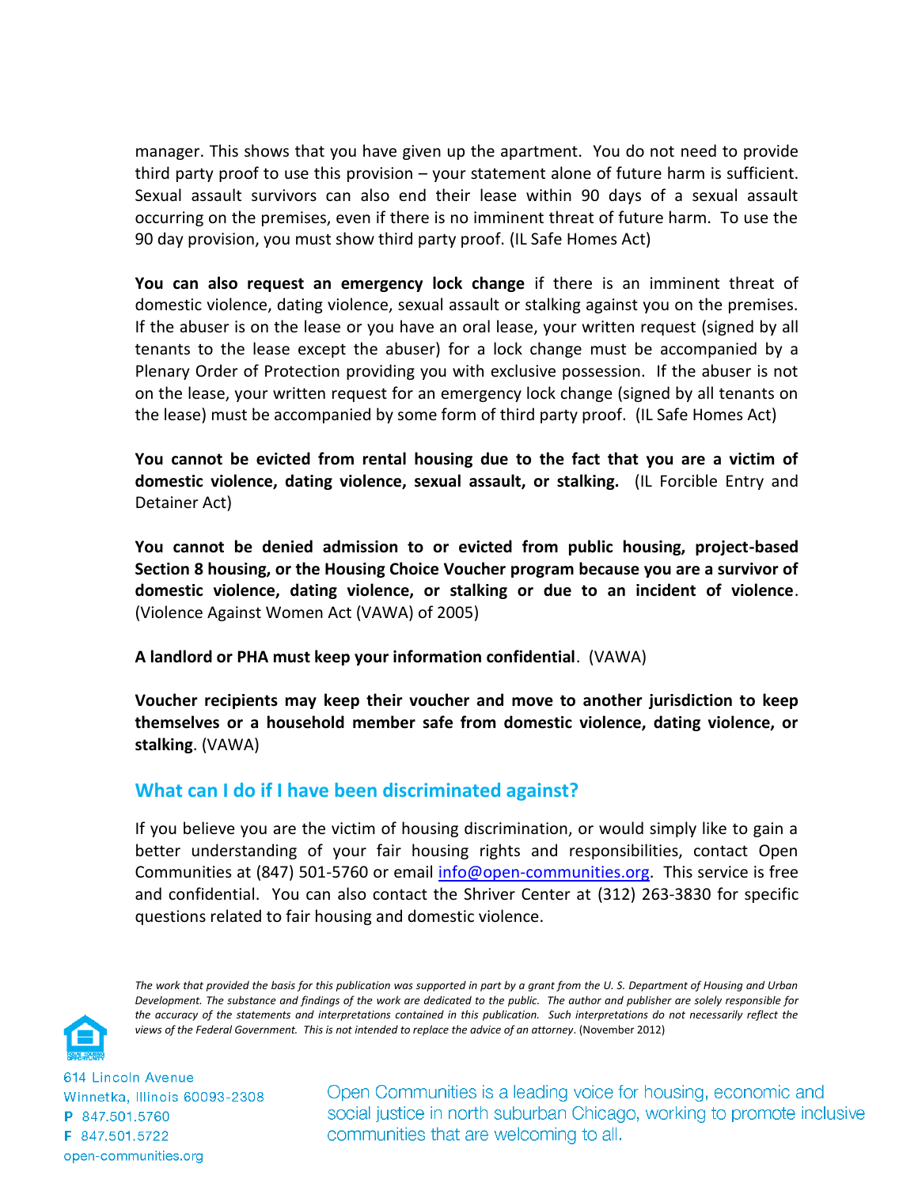manager. This shows that you have given up the apartment. You do not need to provide third party proof to use this provision – your statement alone of future harm is sufficient. Sexual assault survivors can also end their lease within 90 days of a sexual assault occurring on the premises, even if there is no imminent threat of future harm. To use the 90 day provision, you must show third party proof. (IL Safe Homes Act)

**You can also request an emergency lock change** if there is an imminent threat of domestic violence, dating violence, sexual assault or stalking against you on the premises. If the abuser is on the lease or you have an oral lease, your written request (signed by all tenants to the lease except the abuser) for a lock change must be accompanied by a Plenary Order of Protection providing you with exclusive possession. If the abuser is not on the lease, your written request for an emergency lock change (signed by all tenants on the lease) must be accompanied by some form of third party proof. (IL Safe Homes Act)

**You cannot be evicted from rental housing due to the fact that you are a victim of domestic violence, dating violence, sexual assault, or stalking.** (IL Forcible Entry and Detainer Act)

**You cannot be denied admission to or evicted from public housing, project-based Section 8 housing, or the Housing Choice Voucher program because you are a survivor of domestic violence, dating violence, or stalking or due to an incident of violence**. (Violence Against Women Act (VAWA) of 2005)

**A landlord or PHA must keep your information confidential**. (VAWA)

**Voucher recipients may keep their voucher and move to another jurisdiction to keep themselves or a household member safe from domestic violence, dating violence, or stalking**. (VAWA)

## What can I do if I have been discriminated against?

If you believe you are the victim of housing discrimination, or would simply like to gain a better understanding of your fair housing rights and responsibilities, contact Open Communities at (847) 501-5760 or email info@open-communities.org. This service is free and confidential. You can also contact the Shriver Center at (312) 263-3830 for specific questions related to fair housing and domestic violence.

*The work that provided the basis for this publication was supported in part by a grant from the U. S. Department of Housing and Urban Development. The substance and findings of the work are dedicated to the public. The author and publisher are solely responsible for the accuracy of the statements and interpretations contained in this publication. Such interpretations do not necessarily reflect the views of the Federal Government. This is not intended to replace the advice of an attorney*. (November 2012)

614 Lincoln Avenue
Winnetka, Illinois 60093-2308
P 847.501.5760
F 847.501.5722
open-communities.org

Open Communities is a leading voice for housing, economic and social justice in north suburban Chicago, working to promote inclusive communities that are welcoming to all.